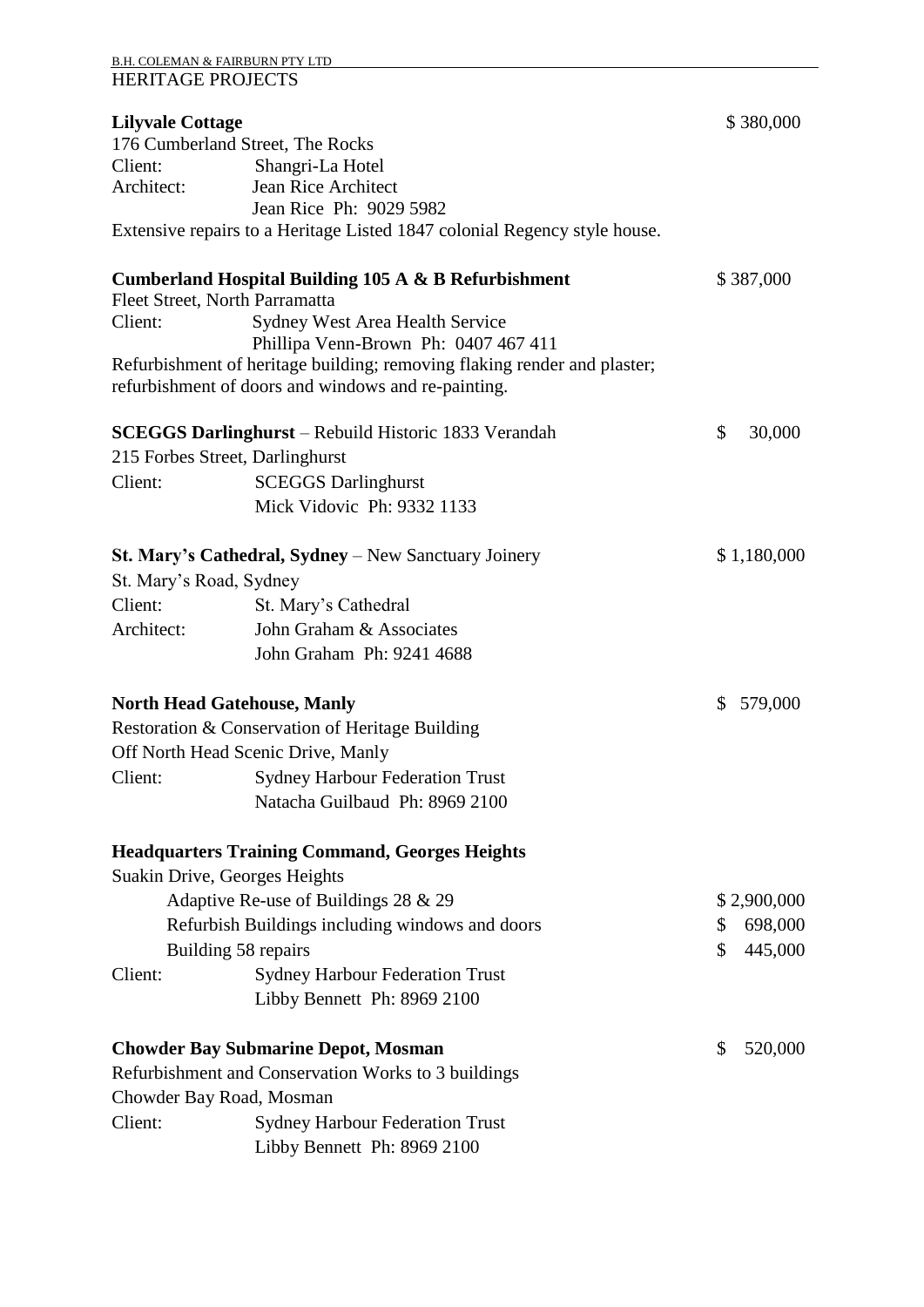B.H. COLEMAN & FAIRBURN PTY LTD

HERITAGE PROJECTS

**Lilyvale Cottage** $ 380,000

176 Cumberland Street, The Rocks

Client: Shangri-La Hotel

Architect: Jean Rice Architect
Jean Rice Ph: 9029 5982

Extensive repairs to a Heritage Listed 1847 colonial Regency style house.

**Cumberland Hospital Building 105 A & B Refurbishment** $ 387,000

Fleet Street, North Parramatta

Client: Sydney West Area Health Service
Phillipa Venn-Brown Ph: 0407 467 411

Refurbishment of heritage building; removing flaking render and plaster; refurbishment of doors and windows and re-painting.

**SCEGGS Darlinghurst** – Rebuild Historic 1833 Verandah $ 30,000

215 Forbes Street, Darlinghurst

Client: SCEGGS Darlinghurst
Mick Vidovic Ph: 9332 1133

**St. Mary's Cathedral, Sydney** – New Sanctuary Joinery $ 1,180,000

St. Mary's Road, Sydney

Client: St. Mary's Cathedral

Architect: John Graham & Associates
John Graham Ph: 9241 4688

**North Head Gatehouse, Manly** $ 579,000

Restoration & Conservation of Heritage Building

Off North Head Scenic Drive, Manly

Client: Sydney Harbour Federation Trust
Natacha Guilbaud Ph: 8969 2100

**Headquarters Training Command, Georges Heights**

Suakin Drive, Georges Heights

- Adaptive Re-use of Buildings 28 & 29 $ 2,900,000
- Refurbish Buildings including windows and doors $ 698,000
- Building 58 repairs $ 445,000

Client: Sydney Harbour Federation Trust
Libby Bennett Ph: 8969 2100

**Chowder Bay Submarine Depot, Mosman** $ 520,000

Refurbishment and Conservation Works to 3 buildings

Chowder Bay Road, Mosman

Client: Sydney Harbour Federation Trust
Libby Bennett Ph: 8969 2100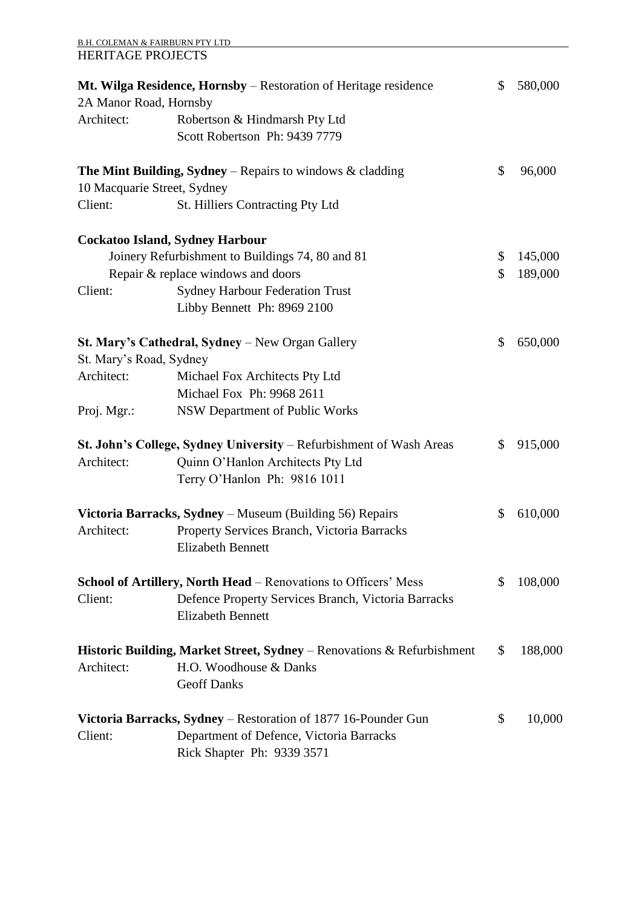## HERITAGE PROJECTS

**Mt. Wilga Residence, Hornsby** – Restoration of Heritage residence $ 580,000
2A Manor Road, Hornsby
Architect: Robertson & Hindmarsh Pty Ltd
Scott Robertson Ph: 9439 7779

**The Mint Building, Sydney** – Repairs to windows & cladding $ 96,000
10 Macquarie Street, Sydney
Client: St. Hilliers Contracting Pty Ltd

**Cockatoo Island, Sydney Harbour**
Joinery Refurbishment to Buildings 74, 80 and 81 $ 145,000
Repair & replace windows and doors $ 189,000
Client: Sydney Harbour Federation Trust
Libby Bennett Ph: 8969 2100

**St. Mary's Cathedral, Sydney** – New Organ Gallery $ 650,000
St. Mary's Road, Sydney
Architect: Michael Fox Architects Pty Ltd
Michael Fox Ph: 9968 2611
Proj. Mgr.: NSW Department of Public Works

**St. John's College, Sydney University** – Refurbishment of Wash Areas $ 915,000
Architect: Quinn O'Hanlon Architects Pty Ltd
Terry O'Hanlon Ph: 9816 1011

**Victoria Barracks, Sydney** – Museum (Building 56) Repairs $ 610,000
Architect: Property Services Branch, Victoria Barracks
Elizabeth Bennett

**School of Artillery, North Head** – Renovations to Officers' Mess $ 108,000
Client: Defence Property Services Branch, Victoria Barracks
Elizabeth Bennett

**Historic Building, Market Street, Sydney** – Renovations & Refurbishment $ 188,000
Architect: H.O. Woodhouse & Danks
Geoff Danks

**Victoria Barracks, Sydney** – Restoration of 1877 16-Pounder Gun $ 10,000
Client: Department of Defence, Victoria Barracks
Rick Shapter Ph: 9339 3571